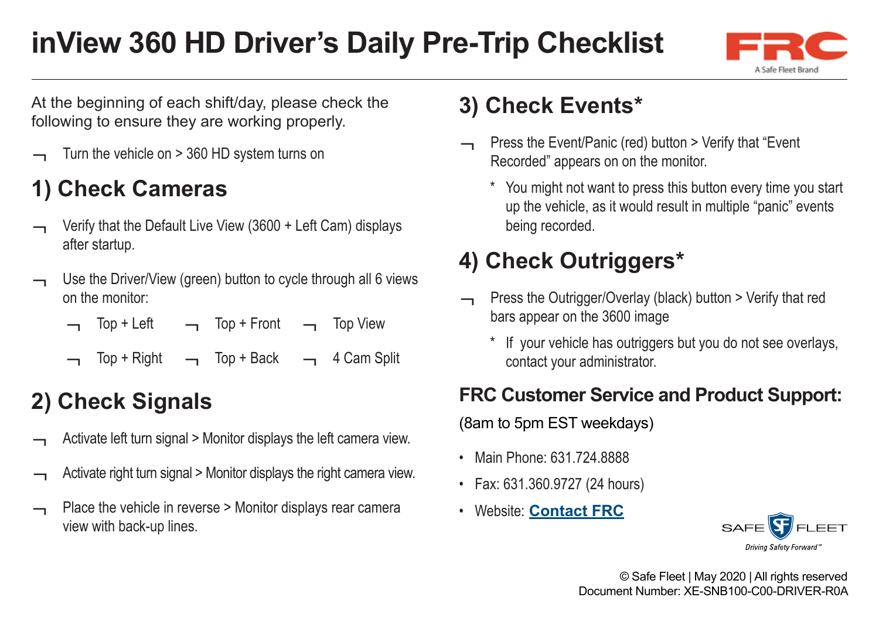# inView 360 HD Driver's Daily Pre-Trip Checklist

FRC
A Safe Fleet Brand

At the beginning of each shift/day, please check the following to ensure they are working properly.

- Turn the vehicle on > 360 HD system turns on

## 1) Check Cameras

- Verify that the Default Live View (3600 + Left Cam) displays after startup.
- Use the Driver/View (green) button to cycle through all 6 views on the monitor:
  - Top + Left
  - Top + Front
  - Top View
  - Top + Right
  - Top + Back
  - 4 Cam Split

## 2) Check Signals

- Activate left turn signal > Monitor displays the left camera view.
- Activate right turn signal > Monitor displays the right camera view.
- Place the vehicle in reverse > Monitor displays rear camera view with back-up lines.

## 3) Check Events*

- Press the Event/Panic (red) button > Verify that "Event Recorded" appears on on the monitor.

  \* You might not want to press this button every time you start up the vehicle, as it would result in multiple "panic" events being recorded.

## 4) Check Outriggers*

- Press the Outrigger/Overlay (black) button > Verify that red bars appear on the 3600 image

  \* If your vehicle has outriggers but you do not see overlays, contact your administrator.

### FRC Customer Service and Product Support:

(8am to 5pm EST weekdays)

- Main Phone: 631.724.8888
- Fax: 631.360.9727 (24 hours)
- Website: **Contact FRC**

SAFE FLEET
*Driving Safety Forward™*

© Safe Fleet | May 2020 | All rights reserved
Document Number: XE-SNB100-C00-DRIVER-R0A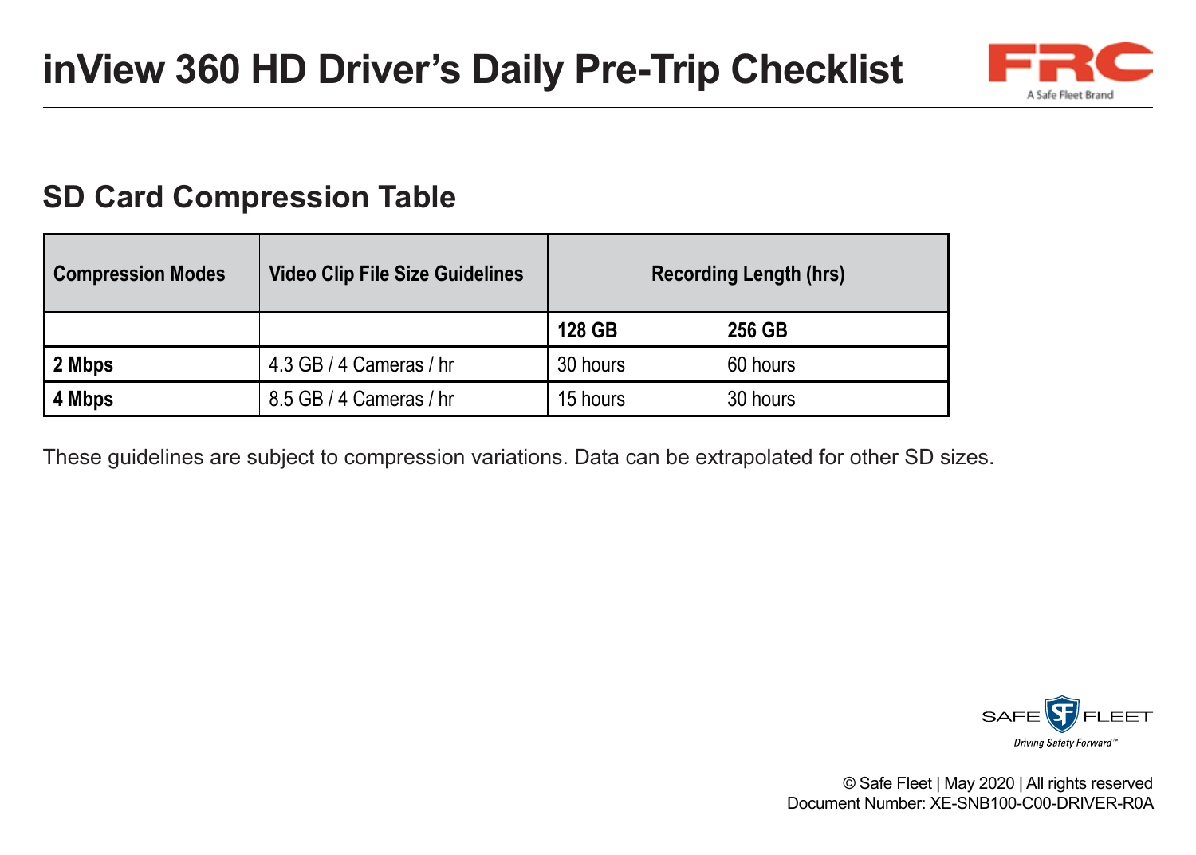# inView 360 HD Driver's Daily Pre-Trip Checklist

## SD Card Compression Table

| Compression Modes | Video Clip File Size Guidelines | Recording Length (hrs) | |
|---|---|---|---|
| | | **128 GB** | **256 GB** |
| **2 Mbps** | 4.3 GB / 4 Cameras / hr | 30 hours | 60 hours |
| **4 Mbps** | 8.5 GB / 4 Cameras / hr | 15 hours | 30 hours |

These guidelines are subject to compression variations. Data can be extrapolated for other SD sizes.

© Safe Fleet | May 2020 | All rights reserved
Document Number: XE-SNB100-C00-DRIVER-R0A